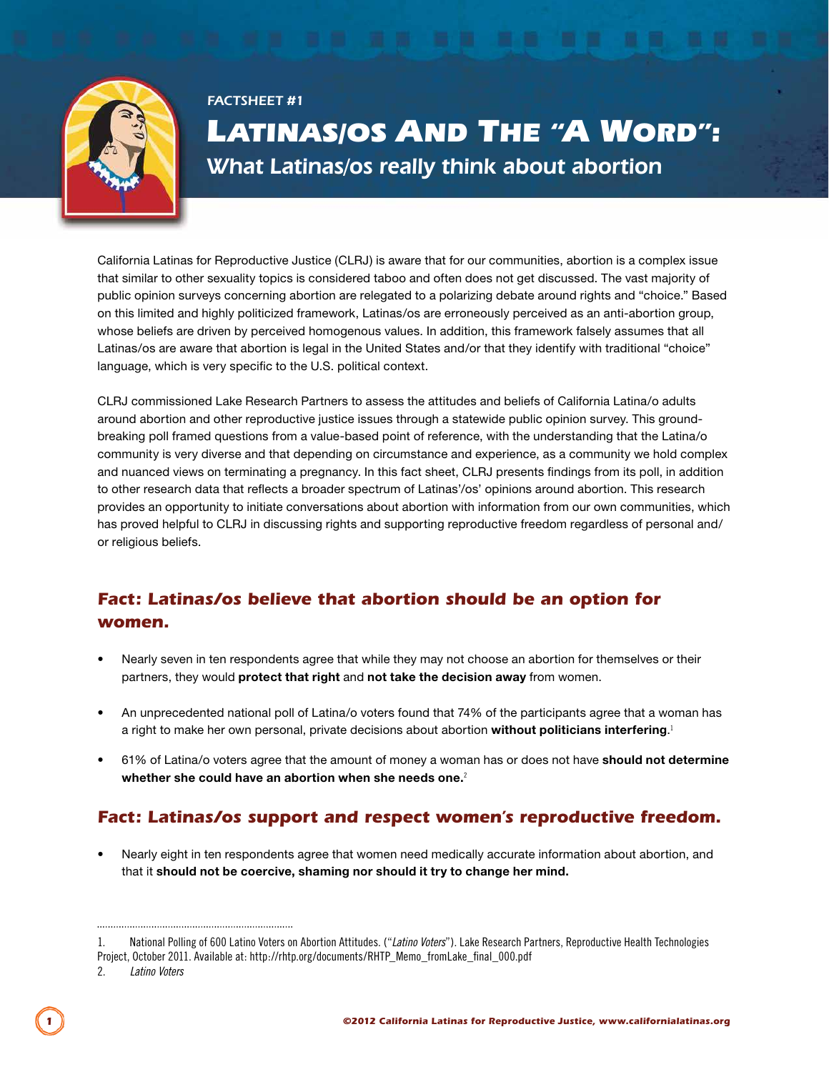FACTSHEET #1

# Latinas/os And The "A Word":

## What Latinas/os really think about abortion

California Latinas for Reproductive Justice (CLRJ) is aware that for our communities, abortion is a complex issue that similar to other sexuality topics is considered taboo and often does not get discussed. The vast majority of public opinion surveys concerning abortion are relegated to a polarizing debate around rights and "choice." Based on this limited and highly politicized framework, Latinas/os are erroneously perceived as an anti-abortion group, whose beliefs are driven by perceived homogenous values. In addition, this framework falsely assumes that all Latinas/os are aware that abortion is legal in the United States and/or that they identify with traditional "choice" language, which is very specific to the U.S. political context.

CLRJ commissioned Lake Research Partners to assess the attitudes and beliefs of California Latina/o adults around abortion and other reproductive justice issues through a statewide public opinion survey. This ground-breaking poll framed questions from a value-based point of reference, with the understanding that the Latina/o community is very diverse and that depending on circumstance and experience, as a community we hold complex and nuanced views on terminating a pregnancy. In this fact sheet, CLRJ presents findings from its poll, in addition to other research data that reflects a broader spectrum of Latinas'/os' opinions around abortion. This research provides an opportunity to initiate conversations about abortion with information from our own communities, which has proved helpful to CLRJ in discussing rights and supporting reproductive freedom regardless of personal and/or religious beliefs.

### *Fact: Latinas/os believe that abortion should be an option for women.*

- Nearly seven in ten respondents agree that while they may not choose an abortion for themselves or their partners, they would **protect that right** and **not take the decision away** from women.
- An unprecedented national poll of Latina/o voters found that 74% of the participants agree that a woman has a right to make her own personal, private decisions about abortion **without politicians interfering**.[1]
- 61% of Latina/o voters agree that the amount of money a woman has or does not have **should not determine whether she could have an abortion when she needs one.**[2]

### *Fact: Latinas/os support and respect women's reproductive freedom.*

- Nearly eight in ten respondents agree that women need medically accurate information about abortion, and that it **should not be coercive, shaming nor should it try to change her mind.**

---

1. National Polling of 600 Latino Voters on Abortion Attitudes. ("*Latino Voters*"). Lake Research Partners, Reproductive Health Technologies Project, October 2011. Available at: http://rhtp.org/documents/RHTP_Memo_fromLake_final_000.pdf
2. *Latino Voters*

©2012 California Latinas for Reproductive Justice, www.californialatinas.org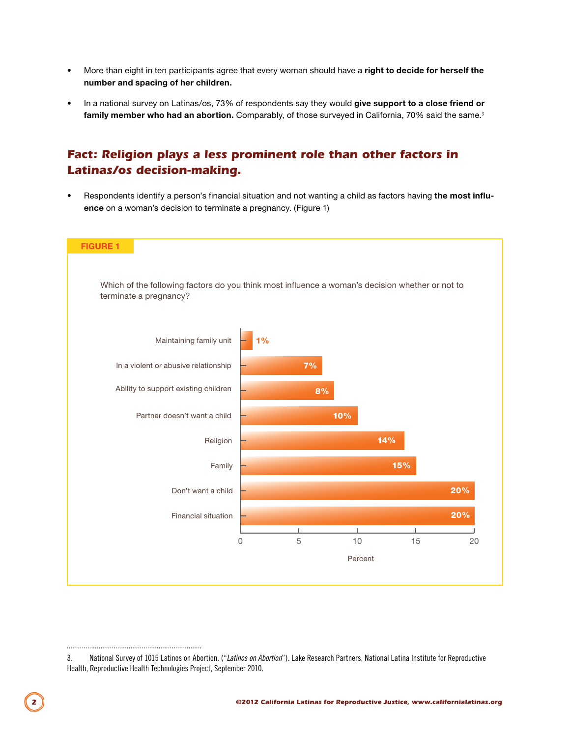- More than eight in ten participants agree that every woman should have a **right to decide for herself the number and spacing of her children.**
- In a national survey on Latinas/os, 73% of respondents say they would **give support to a close friend or family member who had an abortion.** Comparably, of those surveyed in California, 70% said the same.[3]

## Fact: Religion plays a less prominent role than other factors in Latinas/os decision-making.

- Respondents identify a person's financial situation and not wanting a child as factors having **the most influence** on a woman's decision to terminate a pregnancy. (Figure 1)

**FIGURE 1**

Which of the following factors do you think most influence a woman's decision whether or not to terminate a pregnancy?

| Factor | Percent |
|---|---|
| Maintaining family unit | 1% |
| In a violent or abusive relationship | 7% |
| Ability to support existing children | 8% |
| Partner doesn't want a child | 10% |
| Religion | 14% |
| Family | 15% |
| Don't want a child | 20% |
| Financial situation | 20% |

---

3. National Survey of 1015 Latinos on Abortion. ("*Latinos on Abortion*"). Lake Research Partners, National Latina Institute for Reproductive Health, Reproductive Health Technologies Project, September 2010.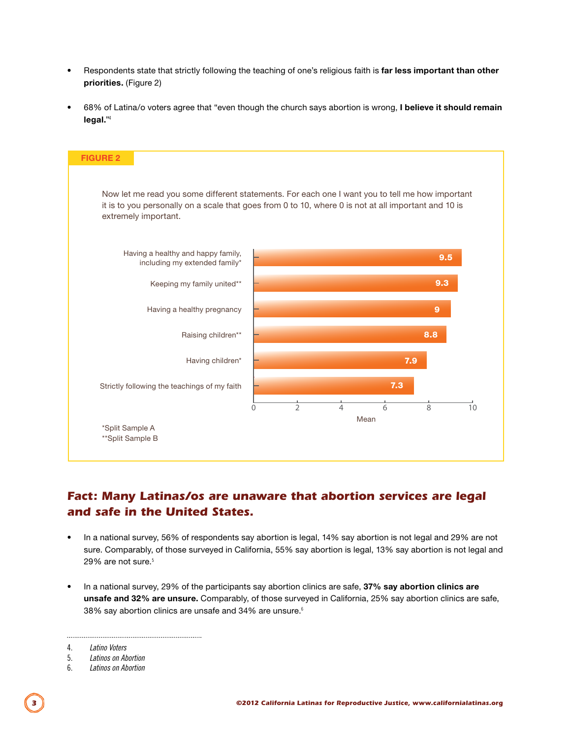- Respondents state that strictly following the teaching of one's religious faith is **far less important than other priorities.** (Figure 2)

- 68% of Latina/o voters agree that "even though the church says abortion is wrong, **I believe it should remain legal.**"[4]

**FIGURE 2**

Now let me read you some different statements. For each one I want you to tell me how important it is to you personally on a scale that goes from 0 to 10, where 0 is not at all important and 10 is extremely important.

| Statement | Mean |
|---|---|
| Having a healthy and happy family, including my extended family* | 9.5 |
| Keeping my family united** | 9.3 |
| Having a healthy pregnancy | 9 |
| Raising children** | 8.8 |
| Having children* | 7.9 |
| Strictly following the teachings of my faith | 7.3 |

*Split Sample A
**Split Sample B

## *Fact: Many Latinas/os are unaware that abortion services are legal and safe in the United States.*

- In a national survey, 56% of respondents say abortion is legal, 14% say abortion is not legal and 29% are not sure. Comparably, of those surveyed in California, 55% say abortion is legal, 13% say abortion is not legal and 29% are not sure.[5]

- In a national survey, 29% of the participants say abortion clinics are safe, **37% say abortion clinics are unsafe and 32% are unsure.** Comparably, of those surveyed in California, 25% say abortion clinics are safe, 38% say abortion clinics are unsafe and 34% are unsure.[6]

---

4. *Latino Voters*
5. *Latinos on Abortion*
6. *Latinos on Abortion*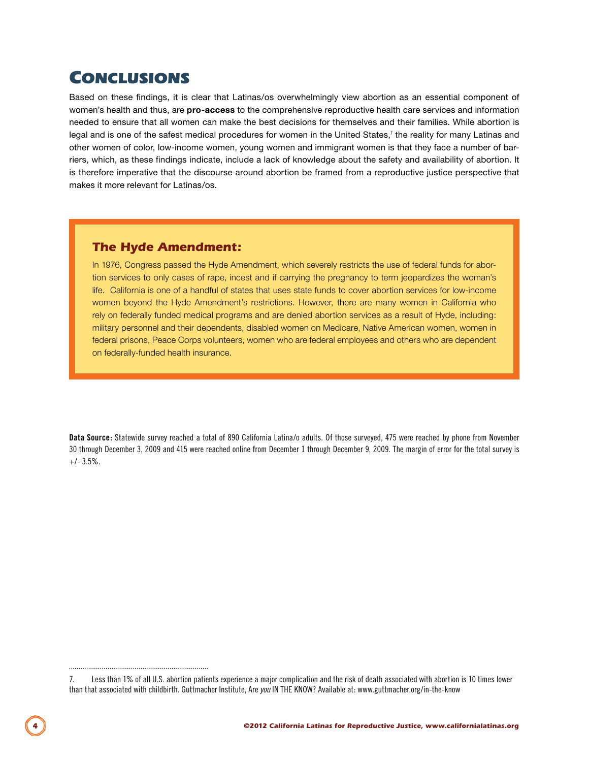# Conclusions

Based on these findings, it is clear that Latinas/os overwhelmingly view abortion as an essential component of women's health and thus, are **pro-access** to the comprehensive reproductive health care services and information needed to ensure that all women can make the best decisions for themselves and their families. While abortion is legal and is one of the safest medical procedures for women in the United States,[7] the reality for many Latinas and other women of color, low-income women, young women and immigrant women is that they face a number of barriers, which, as these findings indicate, include a lack of knowledge about the safety and availability of abortion. It is therefore imperative that the discourse around abortion be framed from a reproductive justice perspective that makes it more relevant for Latinas/os.

## *The Hyde Amendment:*

In 1976, Congress passed the Hyde Amendment, which severely restricts the use of federal funds for abortion services to only cases of rape, incest and if carrying the pregnancy to term jeopardizes the woman's life. California is one of a handful of states that uses state funds to cover abortion services for low-income women beyond the Hyde Amendment's restrictions. However, there are many women in California who rely on federally funded medical programs and are denied abortion services as a result of Hyde, including: military personnel and their dependents, disabled women on Medicare, Native American women, women in federal prisons, Peace Corps volunteers, women who are federal employees and others who are dependent on federally-funded health insurance.

**Data Source:** Statewide survey reached a total of 890 California Latina/o adults. Of those surveyed, 475 were reached by phone from November 30 through December 3, 2009 and 415 were reached online from December 1 through December 9, 2009. The margin of error for the total survey is +/- 3.5%.

7. Less than 1% of all U.S. abortion patients experience a major complication and the risk of death associated with abortion is 10 times lower than that associated with childbirth. Guttmacher Institute, Are *you* IN THE KNOW? Available at: www.guttmacher.org/in-the-know

©2012 California Latinas for Reproductive Justice, www.californialatinas.org